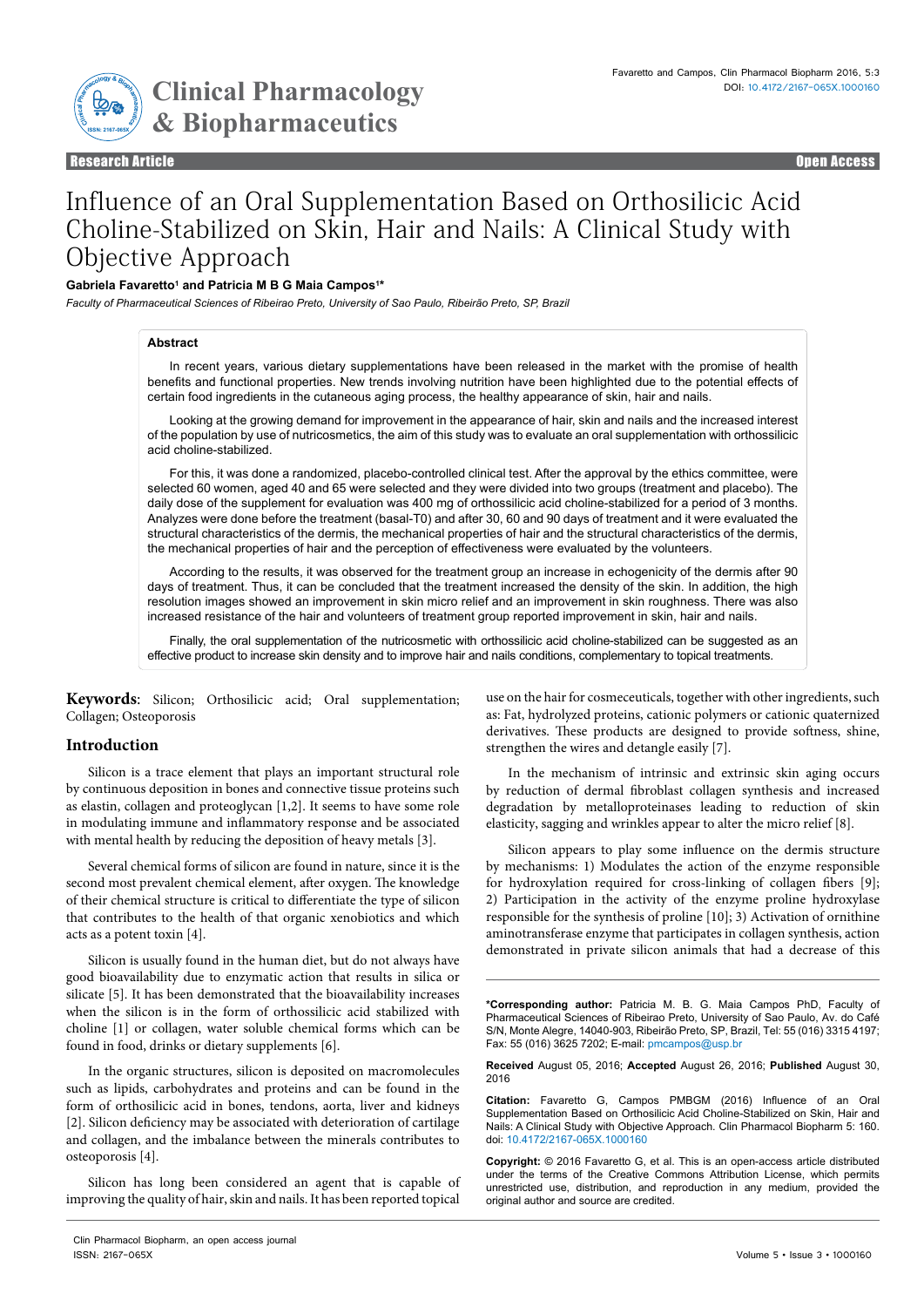Research Article | Open Access

# Influence of an Oral Supplementation Based on Orthosilicic Acid Choline-Stabilized on Skin, Hair and Nails: A Clinical Study with Objective Approach

**Gabriela Favaretto[1] and Patricia M B G Maia Campos[1]***

*Faculty of Pharmaceutical Sciences of Ribeirao Preto, University of Sao Paulo, Ribeirão Preto, SP, Brazil*

## Abstract

In recent years, various dietary supplementations have been released in the market with the promise of health benefits and functional properties. New trends involving nutrition have been highlighted due to the potential effects of certain food ingredients in the cutaneous aging process, the healthy appearance of skin, hair and nails.

Looking at the growing demand for improvement in the appearance of hair, skin and nails and the increased interest of the population by use of nutricosmetics, the aim of this study was to evaluate an oral supplementation with orthossilicic acid choline-stabilized.

For this, it was done a randomized, placebo-controlled clinical test. After the approval by the ethics committee, were selected 60 women, aged 40 and 65 were selected and they were divided into two groups (treatment and placebo). The daily dose of the supplement for evaluation was 400 mg of orthossilicic acid choline-stabilized for a period of 3 months. Analyzes were done before the treatment (basal-T0) and after 30, 60 and 90 days of treatment and it were evaluated the structural characteristics of the dermis, the mechanical properties of hair and the structural characteristics of the dermis, the mechanical properties of hair and the perception of effectiveness were evaluated by the volunteers.

According to the results, it was observed for the treatment group an increase in echogenicity of the dermis after 90 days of treatment. Thus, it can be concluded that the treatment increased the density of the skin. In addition, the high resolution images showed an improvement in skin micro relief and an improvement in skin roughness. There was also increased resistance of the hair and volunteers of treatment group reported improvement in skin, hair and nails.

Finally, the oral supplementation of the nutricosmetic with orthossilicic acid choline-stabilized can be suggested as an effective product to increase skin density and to improve hair and nails conditions, complementary to topical treatments.

**Keywords**: Silicon; Orthosilicic acid; Oral supplementation; Collagen; Osteoporosis

## Introduction

Silicon is a trace element that plays an important structural role by continuous deposition in bones and connective tissue proteins such as elastin, collagen and proteoglycan [1,2]. It seems to have some role in modulating immune and inflammatory response and be associated with mental health by reducing the deposition of heavy metals [3].

Several chemical forms of silicon are found in nature, since it is the second most prevalent chemical element, after oxygen. The knowledge of their chemical structure is critical to differentiate the type of silicon that contributes to the health of that organic xenobiotics and which acts as a potent toxin [4].

Silicon is usually found in the human diet, but do not always have good bioavailability due to enzymatic action that results in silica or silicate [5]. It has been demonstrated that the bioavailability increases when the silicon is in the form of orthossilicic acid stabilized with choline [1] or collagen, water soluble chemical forms which can be found in food, drinks or dietary supplements [6].

In the organic structures, silicon is deposited on macromolecules such as lipids, carbohydrates and proteins and can be found in the form of orthosilicic acid in bones, tendons, aorta, liver and kidneys [2]. Silicon deficiency may be associated with deterioration of cartilage and collagen, and the imbalance between the minerals contributes to osteoporosis [4].

Silicon has long been considered an agent that is capable of improving the quality of hair, skin and nails. It has been reported topical use on the hair for cosmeceuticals, together with other ingredients, such as: Fat, hydrolyzed proteins, cationic polymers or cationic quaternized derivatives. These products are designed to provide softness, shine, strengthen the wires and detangle easily [7].

In the mechanism of intrinsic and extrinsic skin aging occurs by reduction of dermal fibroblast collagen synthesis and increased degradation by metalloproteinases leading to reduction of skin elasticity, sagging and wrinkles appear to alter the micro relief [8].

Silicon appears to play some influence on the dermis structure by mechanisms: 1) Modulates the action of the enzyme responsible for hydroxylation required for cross-linking of collagen fibers [9]; 2) Participation in the activity of the enzyme proline hydroxylase responsible for the synthesis of proline [10]; 3) Activation of ornithine aminotransferase enzyme that participates in collagen synthesis, action demonstrated in private silicon animals that had a decrease of this

---

***Corresponding author:** Patricia M. B. G. Maia Campos PhD, Faculty of Pharmaceutical Sciences of Ribeirao Preto, University of Sao Paulo, Av. do Café S/N, Monte Alegre, 14040-903, Ribeirão Preto, SP, Brazil, Tel: 55 (016) 3315 4197; Fax: 55 (016) 3625 7202; E-mail: pmcampos@usp.br

**Received** August 05, 2016; **Accepted** August 26, 2016; **Published** August 30, 2016

**Citation:** Favaretto G, Campos PMBGM (2016) Influence of an Oral Supplementation Based on Orthosilicic Acid Choline-Stabilized on Skin, Hair and Nails: A Clinical Study with Objective Approach. Clin Pharmacol Biopharm 5: 160. doi: 10.4172/2167-065X.1000160

**Copyright:** © 2016 Favaretto G, et al. This is an open-access article distributed under the terms of the Creative Commons Attribution License, which permits unrestricted use, distribution, and reproduction in any medium, provided the original author and source are credited.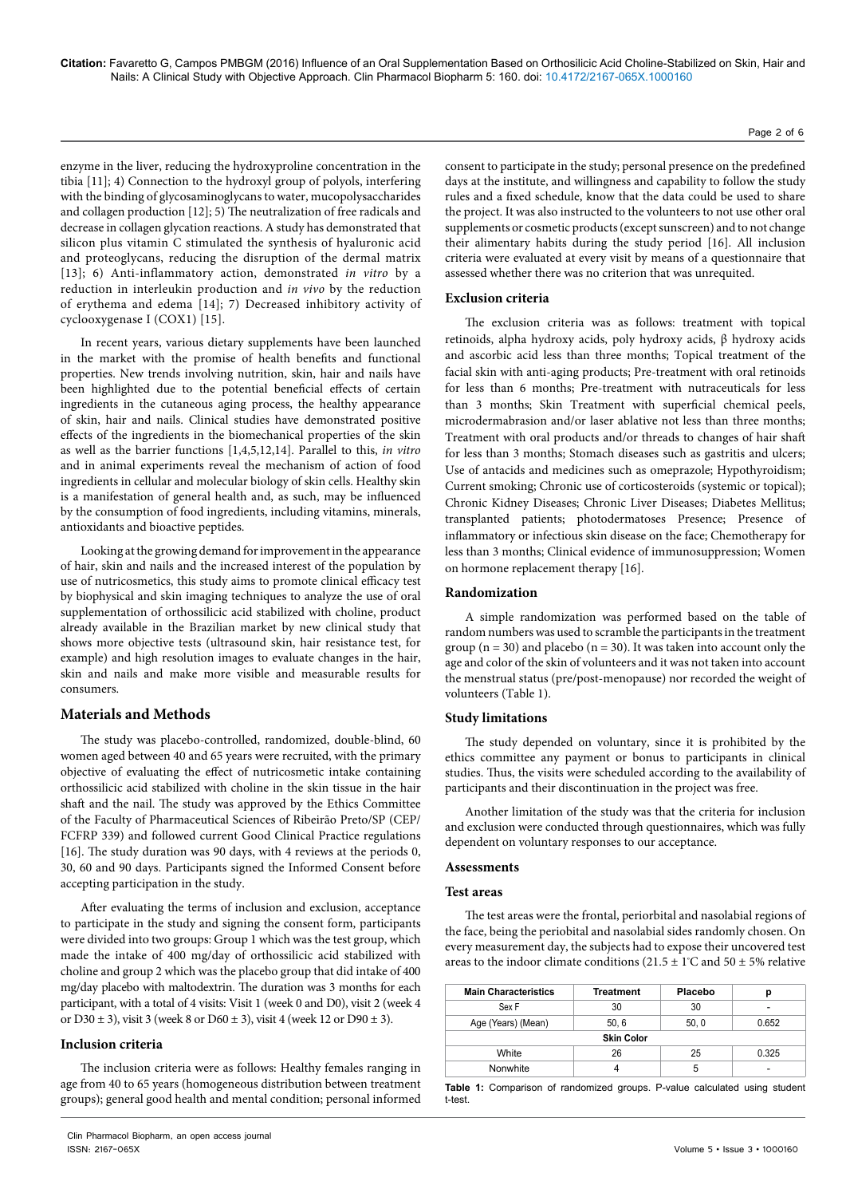enzyme in the liver, reducing the hydroxyproline concentration in the tibia [11]; 4) Connection to the hydroxyl group of polyols, interfering with the binding of glycosaminoglycans to water, mucopolysaccharides and collagen production [12]; 5) The neutralization of free radicals and decrease in collagen glycation reactions. A study has demonstrated that silicon plus vitamin C stimulated the synthesis of hyaluronic acid and proteoglycans, reducing the disruption of the dermal matrix [13]; 6) Anti-inflammatory action, demonstrated *in vitro* by a reduction in interleukin production and *in vivo* by the reduction of erythema and edema [14]; 7) Decreased inhibitory activity of cyclooxygenase I (COX1) [15].

In recent years, various dietary supplements have been launched in the market with the promise of health benefits and functional properties. New trends involving nutrition, skin, hair and nails have been highlighted due to the potential beneficial effects of certain ingredients in the cutaneous aging process, the healthy appearance of skin, hair and nails. Clinical studies have demonstrated positive effects of the ingredients in the biomechanical properties of the skin as well as the barrier functions [1,4,5,12,14]. Parallel to this, *in vitro* and in animal experiments reveal the mechanism of action of food ingredients in cellular and molecular biology of skin cells. Healthy skin is a manifestation of general health and, as such, may be influenced by the consumption of food ingredients, including vitamins, minerals, antioxidants and bioactive peptides.

Looking at the growing demand for improvement in the appearance of hair, skin and nails and the increased interest of the population by use of nutricosmetics, this study aims to promote clinical efficacy test by biophysical and skin imaging techniques to analyze the use of oral supplementation of orthossilicic acid stabilized with choline, product already available in the Brazilian market by new clinical study that shows more objective tests (ultrasound skin, hair resistance test, for example) and high resolution images to evaluate changes in the hair, skin and nails and make more visible and measurable results for consumers.

## Materials and Methods

The study was placebo-controlled, randomized, double-blind, 60 women aged between 40 and 65 years were recruited, with the primary objective of evaluating the effect of nutricosmetic intake containing orthossilicic acid stabilized with choline in the skin tissue in the hair shaft and the nail. The study was approved by the Ethics Committee of the Faculty of Pharmaceutical Sciences of Ribeirão Preto/SP (CEP/FCFRP 339) and followed current Good Clinical Practice regulations [16]. The study duration was 90 days, with 4 reviews at the periods 0, 30, 60 and 90 days. Participants signed the Informed Consent before accepting participation in the study.

After evaluating the terms of inclusion and exclusion, acceptance to participate in the study and signing the consent form, participants were divided into two groups: Group 1 which was the test group, which made the intake of 400 mg/day of orthossilicic acid stabilized with choline and group 2 which was the placebo group that did intake of 400 mg/day placebo with maltodextrin. The duration was 3 months for each participant, with a total of 4 visits: Visit 1 (week 0 and D0), visit 2 (week 4 or D30 ± 3), visit 3 (week 8 or D60 ± 3), visit 4 (week 12 or D90 ± 3).

### Inclusion criteria

The inclusion criteria were as follows: Healthy females ranging in age from 40 to 65 years (homogeneous distribution between treatment groups); general good health and mental condition; personal informed consent to participate in the study; personal presence on the predefined days at the institute, and willingness and capability to follow the study rules and a fixed schedule, know that the data could be used to share the project. It was also instructed to the volunteers to not use other oral supplements or cosmetic products (except sunscreen) and to not change their alimentary habits during the study period [16]. All inclusion criteria were evaluated at every visit by means of a questionnaire that assessed whether there was no criterion that was unrequited.

### Exclusion criteria

The exclusion criteria was as follows: treatment with topical retinoids, alpha hydroxy acids, poly hydroxy acids, β hydroxy acids and ascorbic acid less than three months; Topical treatment of the facial skin with anti-aging products; Pre-treatment with oral retinoids for less than 6 months; Pre-treatment with nutraceuticals for less than 3 months; Skin Treatment with superficial chemical peels, microdermabrasion and/or laser ablative not less than three months; Treatment with oral products and/or threads to changes of hair shaft for less than 3 months; Stomach diseases such as gastritis and ulcers; Use of antacids and medicines such as omeprazole; Hypothyroidism; Current smoking; Chronic use of corticosteroids (systemic or topical); Chronic Kidney Diseases; Chronic Liver Diseases; Diabetes Mellitus; transplanted patients; photodermatoses Presence; Presence of inflammatory or infectious skin disease on the face; Chemotherapy for less than 3 months; Clinical evidence of immunosuppression; Women on hormone replacement therapy [16].

### Randomization

A simple randomization was performed based on the table of random numbers was used to scramble the participants in the treatment group (n = 30) and placebo (n = 30). It was taken into account only the age and color of the skin of volunteers and it was not taken into account the menstrual status (pre/post-menopause) nor recorded the weight of volunteers (Table 1).

### Study limitations

The study depended on voluntary, since it is prohibited by the ethics committee any payment or bonus to participants in clinical studies. Thus, the visits were scheduled according to the availability of participants and their discontinuation in the project was free.

Another limitation of the study was that the criteria for inclusion and exclusion were conducted through questionnaires, which was fully dependent on voluntary responses to our acceptance.

### Assessments

### Test areas

The test areas were the frontal, periorbital and nasolabial regions of the face, being the periobital and nasolabial sides randomly chosen. On every measurement day, the subjects had to expose their uncovered test areas to the indoor climate conditions (21.5 ± 1°C and 50 ± 5% relative

| Main Characteristics | Treatment | Placebo | p |
|---|---|---|---|
| Sex F | 30 | 30 | - |
| Age (Years) (Mean) | 50, 6 | 50, 0 | 0.652 |
| Skin Color | | | |
| White | 26 | 25 | 0.325 |
| Nonwhite | 4 | 5 | - |

**Table 1:** Comparison of randomized groups. P-value calculated using student t-test.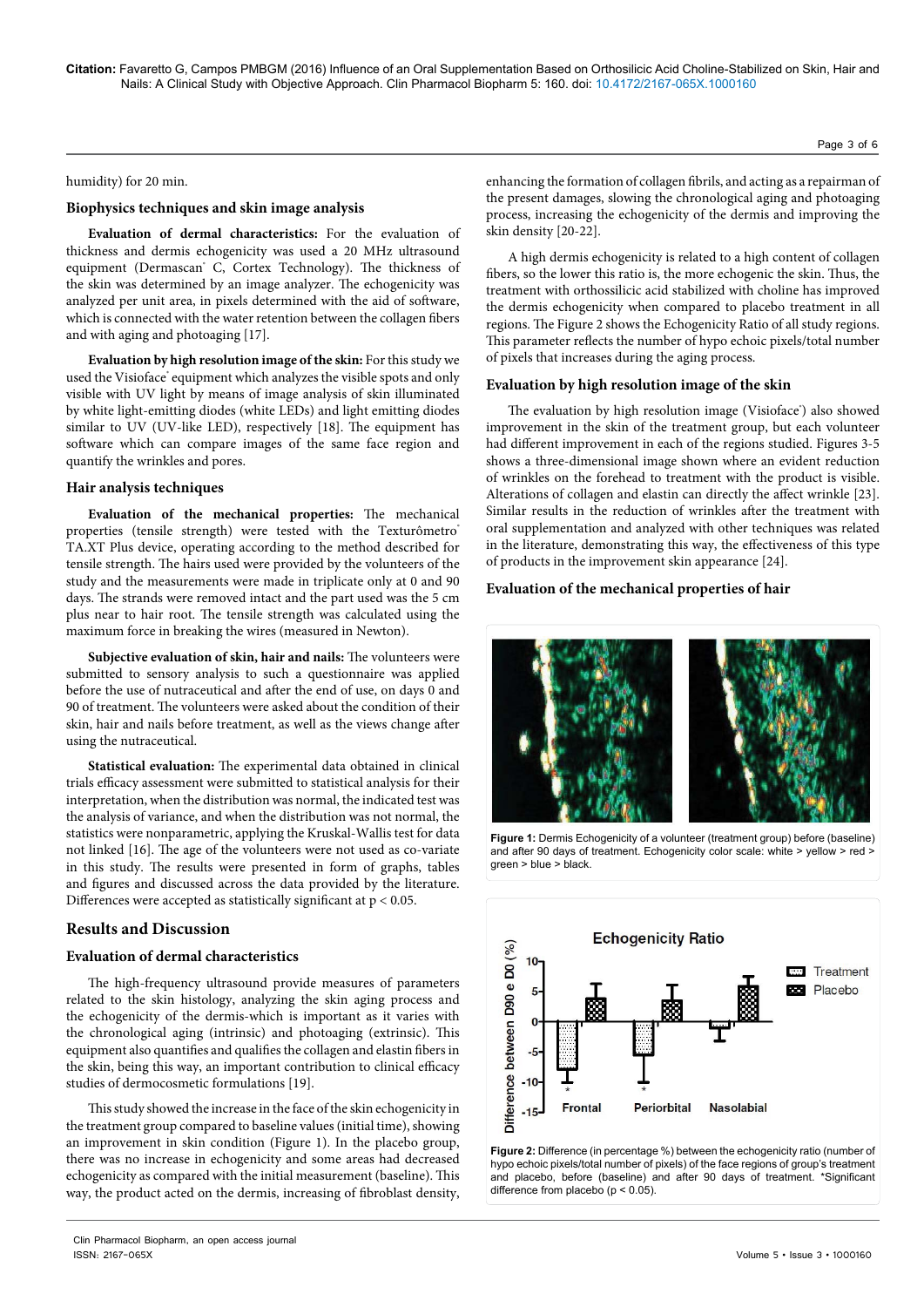humidity) for 20 min.

### Biophysics techniques and skin image analysis

**Evaluation of dermal characteristics:** For the evaluation of thickness and dermis echogenicity was used a 20 MHz ultrasound equipment (Dermascan® C, Cortex Technology). The thickness of the skin was determined by an image analyzer. The echogenicity was analyzed per unit area, in pixels determined with the aid of software, which is connected with the water retention between the collagen fibers and with aging and photoaging [17].

**Evaluation by high resolution image of the skin:** For this study we used the Visioface® equipment which analyzes the visible spots and only visible with UV light by means of image analysis of skin illuminated by white light-emitting diodes (white LEDs) and light emitting diodes similar to UV (UV-like LED), respectively [18]. The equipment has software which can compare images of the same face region and quantify the wrinkles and pores.

### Hair analysis techniques

**Evaluation of the mechanical properties:** The mechanical properties (tensile strength) were tested with the Texturômetro® TA.XT Plus device, operating according to the method described for tensile strength. The hairs used were provided by the volunteers of the study and the measurements were made in triplicate only at 0 and 90 days. The strands were removed intact and the part used was the 5 cm plus near to hair root. The tensile strength was calculated using the maximum force in breaking the wires (measured in Newton).

**Subjective evaluation of skin, hair and nails:** The volunteers were submitted to sensory analysis to such a questionnaire was applied before the use of nutraceutical and after the end of use, on days 0 and 90 of treatment. The volunteers were asked about the condition of their skin, hair and nails before treatment, as well as the views change after using the nutraceutical.

**Statistical evaluation:** The experimental data obtained in clinical trials efficacy assessment were submitted to statistical analysis for their interpretation, when the distribution was normal, the indicated test was the analysis of variance, and when the distribution was not normal, the statistics were nonparametric, applying the Kruskal-Wallis test for data not linked [16]. The age of the volunteers were not used as co-variate in this study. The results were presented in form of graphs, tables and figures and discussed across the data provided by the literature. Differences were accepted as statistically significant at $p < 0.05$.

## Results and Discussion

### Evaluation of dermal characteristics

The high-frequency ultrasound provide measures of parameters related to the skin histology, analyzing the skin aging process and the echogenicity of the dermis-which is important as it varies with the chronological aging (intrinsic) and photoaging (extrinsic). This equipment also quantifies and qualifies the collagen and elastin fibers in the skin, being this way, an important contribution to clinical efficacy studies of dermocosmetic formulations [19].

This study showed the increase in the face of the skin echogenicity in the treatment group compared to baseline values (initial time), showing an improvement in skin condition (Figure 1). In the placebo group, there was no increase in echogenicity and some areas had decreased echogenicity as compared with the initial measurement (baseline). This way, the product acted on the dermis, increasing of fibroblast density, enhancing the formation of collagen fibrils, and acting as a repairman of the present damages, slowing the chronological aging and photoaging process, increasing the echogenicity of the dermis and improving the skin density [20-22].

A high dermis echogenicity is related to a high content of collagen fibers, so the lower this ratio is, the more echogenic the skin. Thus, the treatment with orthossilicic acid stabilized with choline has improved the dermis echogenicity when compared to placebo treatment in all regions. The Figure 2 shows the Echogenicity Ratio of all study regions. This parameter reflects the number of hypo echoic pixels/total number of pixels that increases during the aging process.

### Evaluation by high resolution image of the skin

The evaluation by high resolution image (Visioface®) also showed improvement in the skin of the treatment group, but each volunteer had different improvement in each of the regions studied. Figures 3-5 shows a three-dimensional image shown where an evident reduction of wrinkles on the forehead to treatment with the product is visible. Alterations of collagen and elastin can directly the affect wrinkle [23]. Similar results in the reduction of wrinkles after the treatment with oral supplementation and analyzed with other techniques was related in the literature, demonstrating this way, the effectiveness of this type of products in the improvement skin appearance [24].

### Evaluation of the mechanical properties of hair

**Figure 1:** Dermis Echogenicity of a volunteer (treatment group) before (baseline) and after 90 days of treatment. Echogenicity color scale: white > yellow > red > green > blue > black.

**Figure 2:** Difference (in percentage %) between the echogenicity ratio (number of hypo echoic pixels/total number of pixels) of the face regions of group's treatment and placebo, before (baseline) and after 90 days of treatment. *Significant difference from placebo ($p < 0.05$).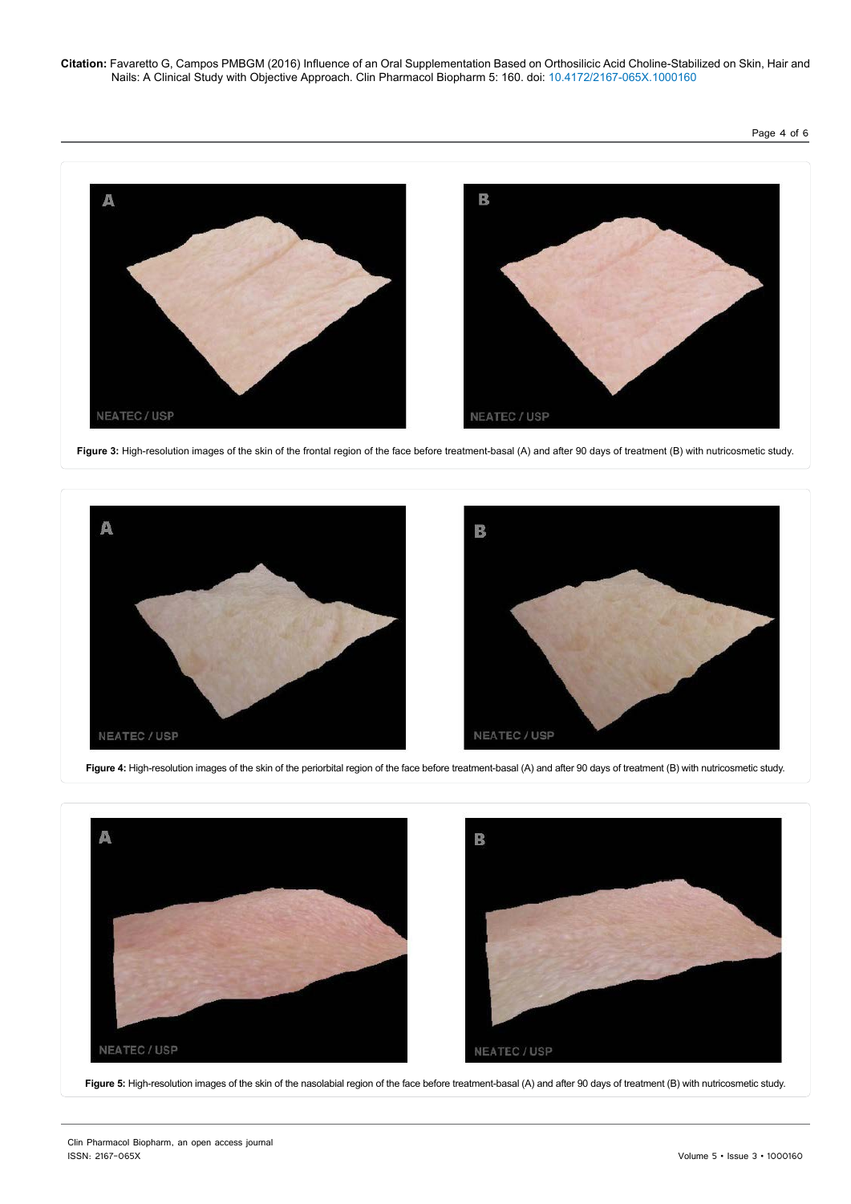**Figure 3:** High-resolution images of the skin of the frontal region of the face before treatment-basal (A) and after 90 days of treatment (B) with nutricosmetic study.

**Figure 4:** High-resolution images of the skin of the periorbital region of the face before treatment-basal (A) and after 90 days of treatment (B) with nutricosmetic study.

**Figure 5:** High-resolution images of the skin of the nasolabial region of the face before treatment-basal (A) and after 90 days of treatment (B) with nutricosmetic study.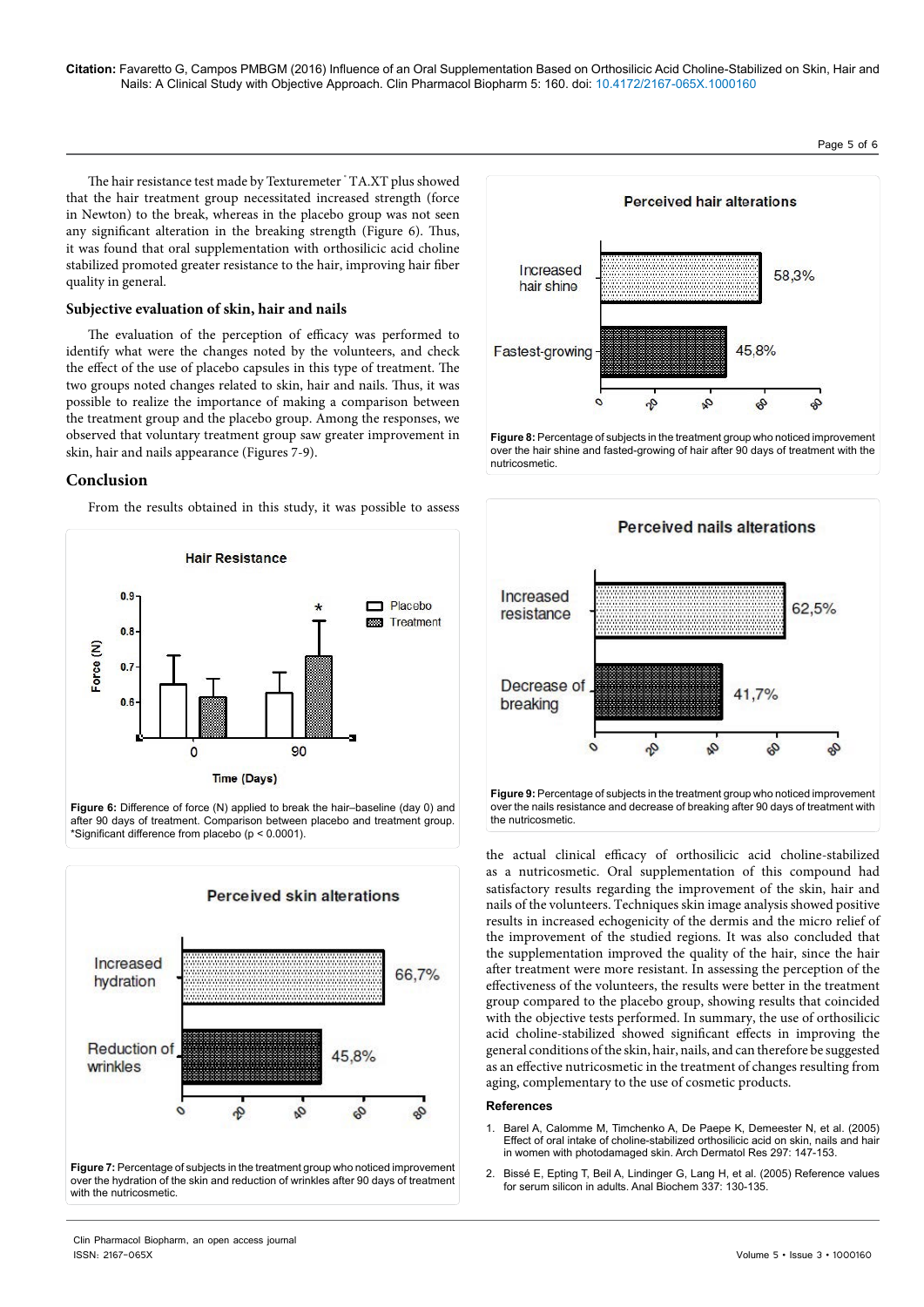The hair resistance test made by Texturemeter® TA.XT plus showed that the hair treatment group necessitated increased strength (force in Newton) to the break, whereas in the placebo group was not seen any significant alteration in the breaking strength (Figure 6). Thus, it was found that oral supplementation with orthosilicic acid choline stabilized promoted greater resistance to the hair, improving hair fiber quality in general.

### Subjective evaluation of skin, hair and nails

The evaluation of the perception of efficacy was performed to identify what were the changes noted by the volunteers, and check the effect of the use of placebo capsules in this type of treatment. The two groups noted changes related to skin, hair and nails. Thus, it was possible to realize the importance of making a comparison between the treatment group and the placebo group. Among the responses, we observed that voluntary treatment group saw greater improvement in skin, hair and nails appearance (Figures 7-9).

## Conclusion

From the results obtained in this study, it was possible to assess the actual clinical efficacy of orthosilicic acid choline-stabilized as a nutricosmetic. Oral supplementation of this compound had satisfactory results regarding the improvement of the skin, hair and nails of the volunteers. Techniques skin image analysis showed positive results in increased echogenicity of the dermis and the micro relief of the improvement of the studied regions. It was also concluded that the supplementation improved the quality of the hair, since the hair after treatment were more resistant. In assessing the perception of the effectiveness of the volunteers, the results were better in the treatment group compared to the placebo group, showing results that coincided with the objective tests performed. In summary, the use of orthosilicic acid choline-stabilized showed significant effects in improving the general conditions of the skin, hair, nails, and can therefore be suggested as an effective nutricosmetic in the treatment of changes resulting from aging, complementary to the use of cosmetic products.

**Figure 6:** Difference of force (N) applied to break the hair–baseline (day 0) and after 90 days of treatment. Comparison between placebo and treatment group. *Significant difference from placebo ($p < 0.0001$).

**Figure 7:** Percentage of subjects in the treatment group who noticed improvement over the hydration of the skin and reduction of wrinkles after 90 days of treatment with the nutricosmetic.

**Figure 8:** Percentage of subjects in the treatment group who noticed improvement over the hair shine and fasted-growing of hair after 90 days of treatment with the nutricosmetic.

**Figure 9:** Percentage of subjects in the treatment group who noticed improvement over the nails resistance and decrease of breaking after 90 days of treatment with the nutricosmetic.

## References

1. Barel A, Calomme M, Timchenko A, De Paepe K, Demeester N, et al. (2005) Effect of oral intake of choline-stabilized orthosilicic acid on skin, nails and hair in women with photodamaged skin. Arch Dermatol Res 297: 147-153.
2. Bissé E, Epting T, Beil A, Lindinger G, Lang H, et al. (2005) Reference values for serum silicon in adults. Anal Biochem 337: 130-135.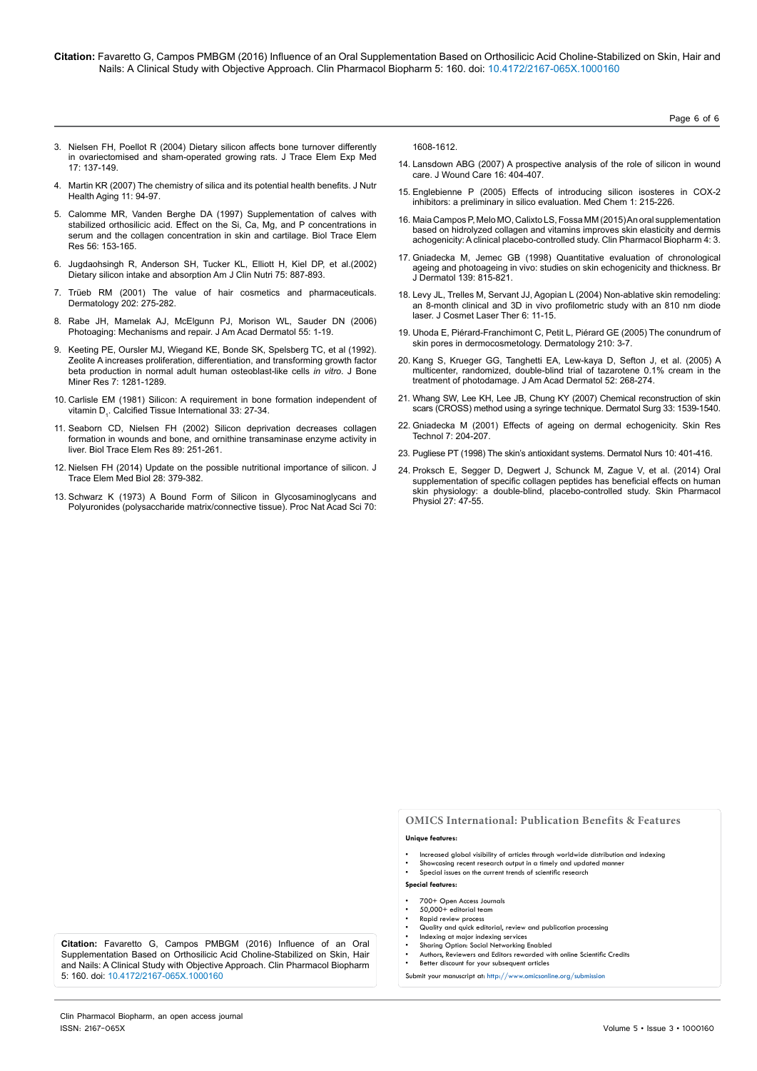3. Nielsen FH, Poellot R (2004) Dietary silicon affects bone turnover differently in ovariectomised and sham-operated growing rats. J Trace Elem Exp Med 17: 137-149.
4. Martin KR (2007) The chemistry of silica and its potential health benefits. J Nutr Health Aging 11: 94-97.
5. Calomme MR, Vanden Berghe DA (1997) Supplementation of calves with stabilized orthosilicic acid. Effect on the Si, Ca, Mg, and P concentrations in serum and the collagen concentration in skin and cartilage. Biol Trace Elem Res 56: 153-165.
6. Jugdaohsingh R, Anderson SH, Tucker KL, Elliott H, Kiel DP, et al.(2002) Dietary silicon intake and absorption Am J Clin Nutri 75: 887-893.
7. Trüeb RM (2001) The value of hair cosmetics and pharmaceuticals. Dermatology 202: 275-282.
8. Rabe JH, Mamelak AJ, McElgunn PJ, Morison WL, Sauder DN (2006) Photoaging: Mechanisms and repair. J Am Acad Dermatol 55: 1-19.
9. Keeting PE, Oursler MJ, Wiegand KE, Bonde SK, Spelsberg TC, et al (1992). Zeolite A increases proliferation, differentiation, and transforming growth factor beta production in normal adult human osteoblast-like cells *in vitro*. J Bone Miner Res 7: 1281-1289.
10. Carlisle EM (1981) Silicon: A requirement in bone formation independent of vitamin $D_1$. Calcified Tissue International 33: 27-34.
11. Seaborn CD, Nielsen FH (2002) Silicon deprivation decreases collagen formation in wounds and bone, and ornithine transaminase enzyme activity in liver. Biol Trace Elem Res 89: 251-261.
12. Nielsen FH (2014) Update on the possible nutritional importance of silicon. J Trace Elem Med Biol 28: 379-382.
13. Schwarz K (1973) A Bound Form of Silicon in Glycosaminoglycans and Polyuronides (polysaccharide matrix/connective tissue). Proc Nat Acad Sci 70: 1608-1612.
14. Lansdown ABG (2007) A prospective analysis of the role of silicon in wound care. J Wound Care 16: 404-407.
15. Englebienne P (2005) Effects of introducing silicon isosteres in COX-2 inhibitors: a preliminary in silico evaluation. Med Chem 1: 215-226.
16. Maia Campos P, Melo MO, Calixto LS, Fossa MM (2015) An oral supplementation based on hidrolyzed collagen and vitamins improves skin elasticity and dermis achogenicity: A clinical placebo-controlled study. Clin Pharmacol Biopharm 4: 3.
17. Gniadecka M, Jemec GB (1998) Quantitative evaluation of chronological ageing and photoageing in vivo: studies on skin echogenicity and thickness. Br J Dermatol 139: 815-821.
18. Levy JL, Trelles M, Servant JJ, Agopian L (2004) Non-ablative skin remodeling: an 8-month clinical and 3D in vivo profilometric study with an 810 nm diode laser. J Cosmet Laser Ther 6: 11-15.
19. Uhoda E, Piérard-Franchimont C, Petit L, Piérard GE (2005) The conundrum of skin pores in dermocosmetology. Dermatology 210: 3-7.
20. Kang S, Krueger GG, Tanghetti EA, Lew-kaya D, Sefton J, et al. (2005) A multicenter, randomized, double-blind trial of tazarotene 0.1% cream in the treatment of photodamage. J Am Acad Dermatol 52: 268-274.
21. Whang SW, Lee KH, Lee JB, Chung KY (2007) Chemical reconstruction of skin scars (CROSS) method using a syringe technique. Dermatol Surg 33: 1539-1540.
22. Gniadecka M (2001) Effects of ageing on dermal echogenicity. Skin Res Technol 7: 204-207.
23. Pugliese PT (1998) The skin's antioxidant systems. Dermatol Nurs 10: 401-416.
24. Proksch E, Segger D, Degwert J, Schunck M, Zague V, et al. (2014) Oral supplementation of specific collagen peptides has beneficial effects on human skin physiology: a double-blind, placebo-controlled study. Skin Pharmacol Physiol 27: 47-55.

**Citation:** Favaretto G, Campos PMBGM (2016) Influence of an Oral Supplementation Based on Orthosilicic Acid Choline-Stabilized on Skin, Hair and Nails: A Clinical Study with Objective Approach. Clin Pharmacol Biopharm 5: 160. doi: 10.4172/2167-065X.1000160

**OMICS International: Publication Benefits & Features**

**Unique features:**

- Increased global visibility of articles through worldwide distribution and indexing
- Showcasing recent research output in a timely and updated manner
- Special issues on the current trends of scientific research

**Special features:**

- 700+ Open Access Journals
- 50,000+ editorial team
- Rapid review process
- Quality and quick editorial, review and publication processing
- Indexing at major indexing services
- Sharing Option: Social Networking Enabled
- Authors, Reviewers and Editors rewarded with online Scientific Credits
- Better discount for your subsequent articles

Submit your manuscript at: http://www.omicsonline.org/submission